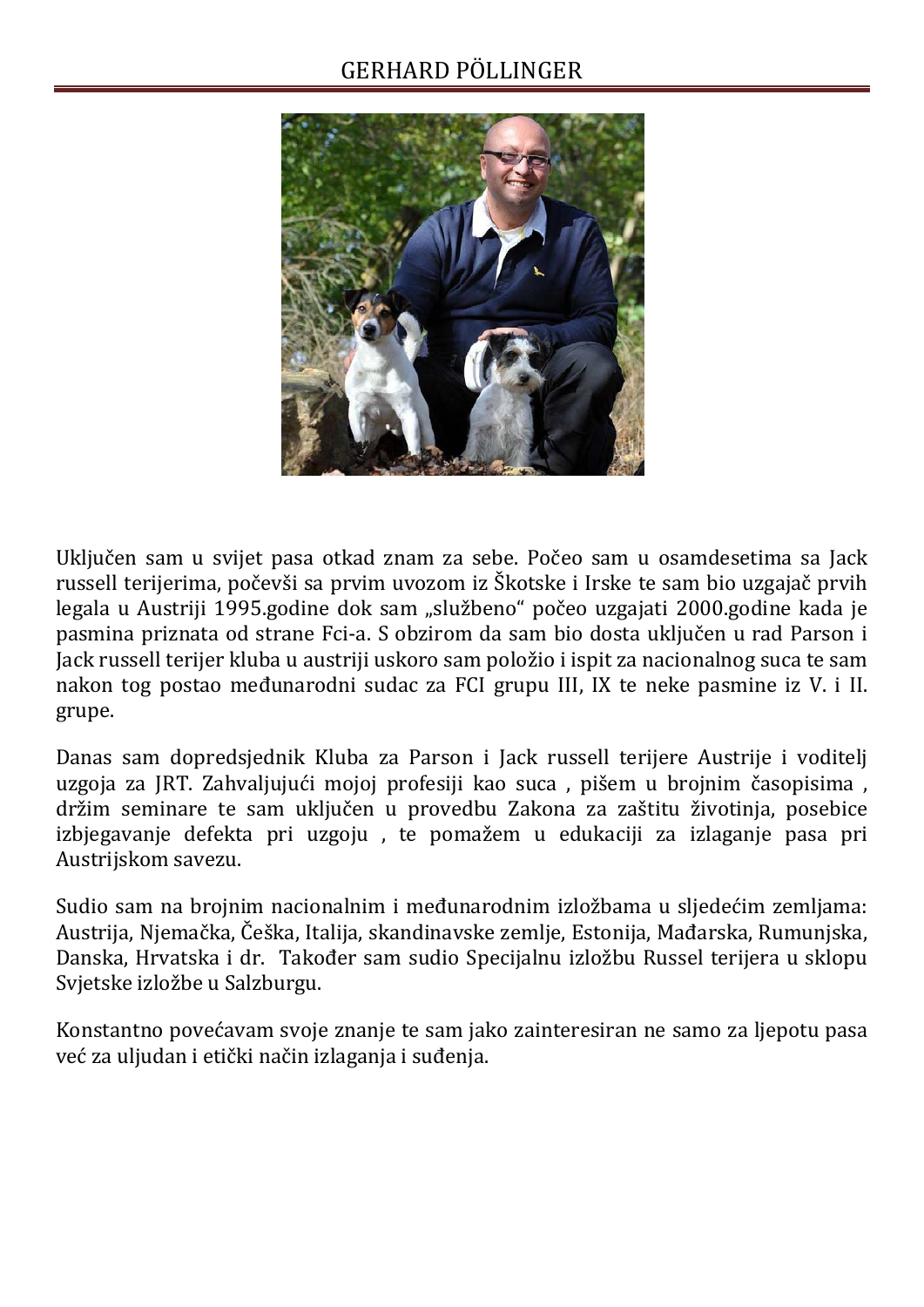# GERHARD PÖLLINGER

Uključen sam u svijet pasa otkad znam za sebe. Počeo sam u osamdesetima sa Jack russell terijerima, počevši sa prvim uvozom iz Škotske i Irske te sam bio uzgajač prvih legala u Austriji 1995.godine dok sam „službeno" počeo uzgajati 2000.godine kada je pasmina priznata od strane Fci-a. S obzirom da sam bio dosta uključen u rad Parson i Jack russell terijer kluba u austriji uskoro sam položio i ispit za nacionalnog suca te sam nakon tog postao međunarodni sudac za FCI grupu III, IX te neke pasmine iz V. i II. grupe.

Danas sam dopredsjednik Kluba za Parson i Jack russell terijere Austrije i voditelj uzgoja za JRT. Zahvaljujući mojoj profesiji kao suca , pišem u brojnim časopisima , držim seminare te sam uključen u provedbu Zakona za zaštitu životinja, posebice izbjegavanje defekta pri uzgoju , te pomažem u edukaciji za izlaganje pasa pri Austrijskom savezu.

Sudio sam na brojnim nacionalnim i međunarodnim izložbama u sljedećim zemljama: Austrija, Njemačka, Češka, Italija, skandinavske zemlje, Estonija, Mađarska, Rumunjska, Danska, Hrvatska i dr. Također sam sudio Specijalnu izložbu Russel terijera u sklopu Svjetske izložbe u Salzburgu.

Konstantno povećavam svoje znanje te sam jako zainteresiran ne samo za ljepotu pasa već za uljudan i etički način izlaganja i suđenja.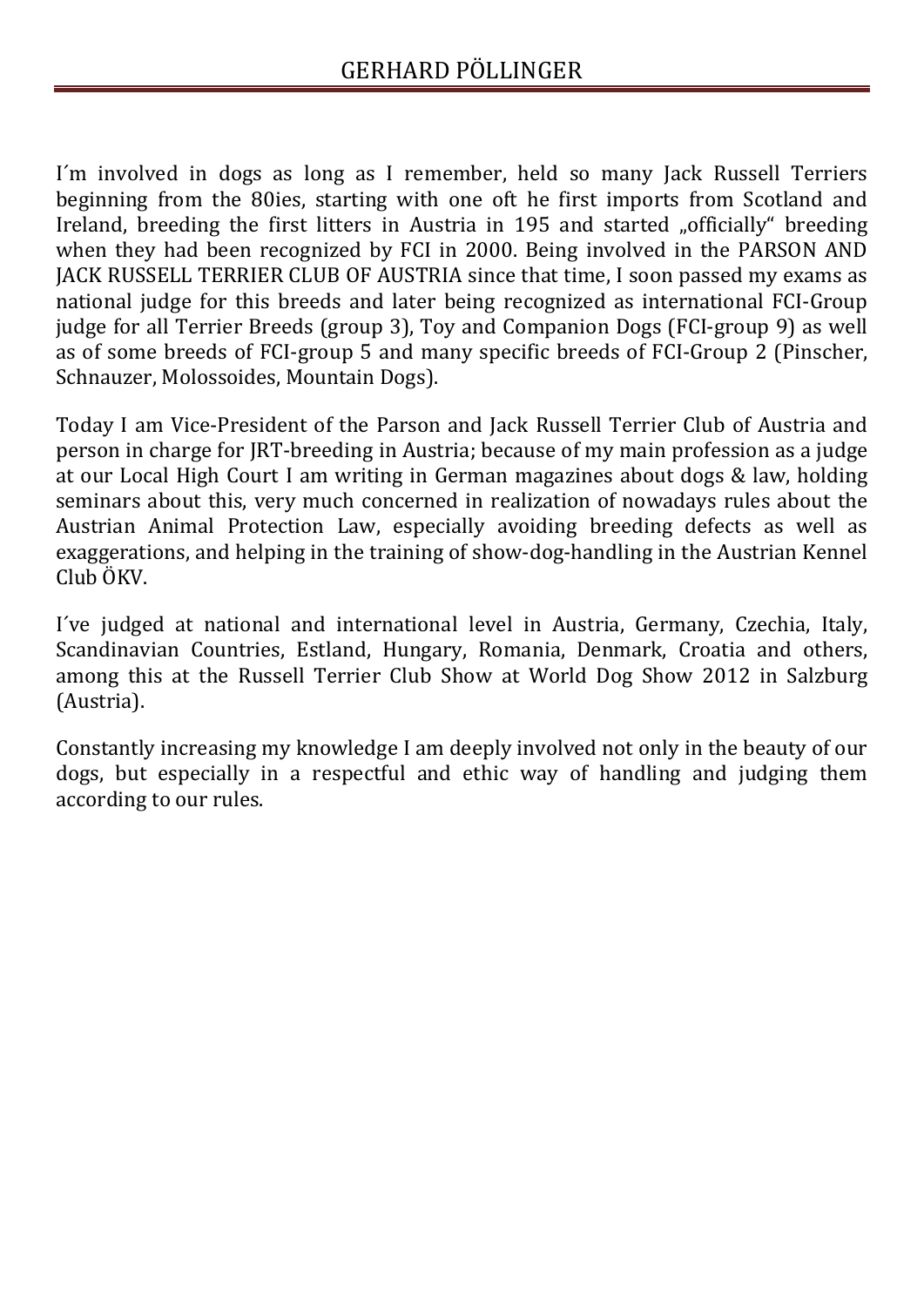# GERHARD PÖLLINGER

I´m involved in dogs as long as I remember, held so many Jack Russell Terriers beginning from the 80ies, starting with one oft he first imports from Scotland and Ireland, breeding the first litters in Austria in 195 and started „officially" breeding when they had been recognized by FCI in 2000. Being involved in the PARSON AND JACK RUSSELL TERRIER CLUB OF AUSTRIA since that time, I soon passed my exams as national judge for this breeds and later being recognized as international FCI-Group judge for all Terrier Breeds (group 3), Toy and Companion Dogs (FCI-group 9) as well as of some breeds of FCI-group 5 and many specific breeds of FCI-Group 2 (Pinscher, Schnauzer, Molossoides, Mountain Dogs).

Today I am Vice-President of the Parson and Jack Russell Terrier Club of Austria and person in charge for JRT-breeding in Austria; because of my main profession as a judge at our Local High Court I am writing in German magazines about dogs & law, holding seminars about this, very much concerned in realization of nowadays rules about the Austrian Animal Protection Law, especially avoiding breeding defects as well as exaggerations, and helping in the training of show-dog-handling in the Austrian Kennel Club ÖKV.

I´ve judged at national and international level in Austria, Germany, Czechia, Italy, Scandinavian Countries, Estland, Hungary, Romania, Denmark, Croatia and others, among this at the Russell Terrier Club Show at World Dog Show 2012 in Salzburg (Austria).

Constantly increasing my knowledge I am deeply involved not only in the beauty of our dogs, but especially in a respectful and ethic way of handling and judging them according to our rules.